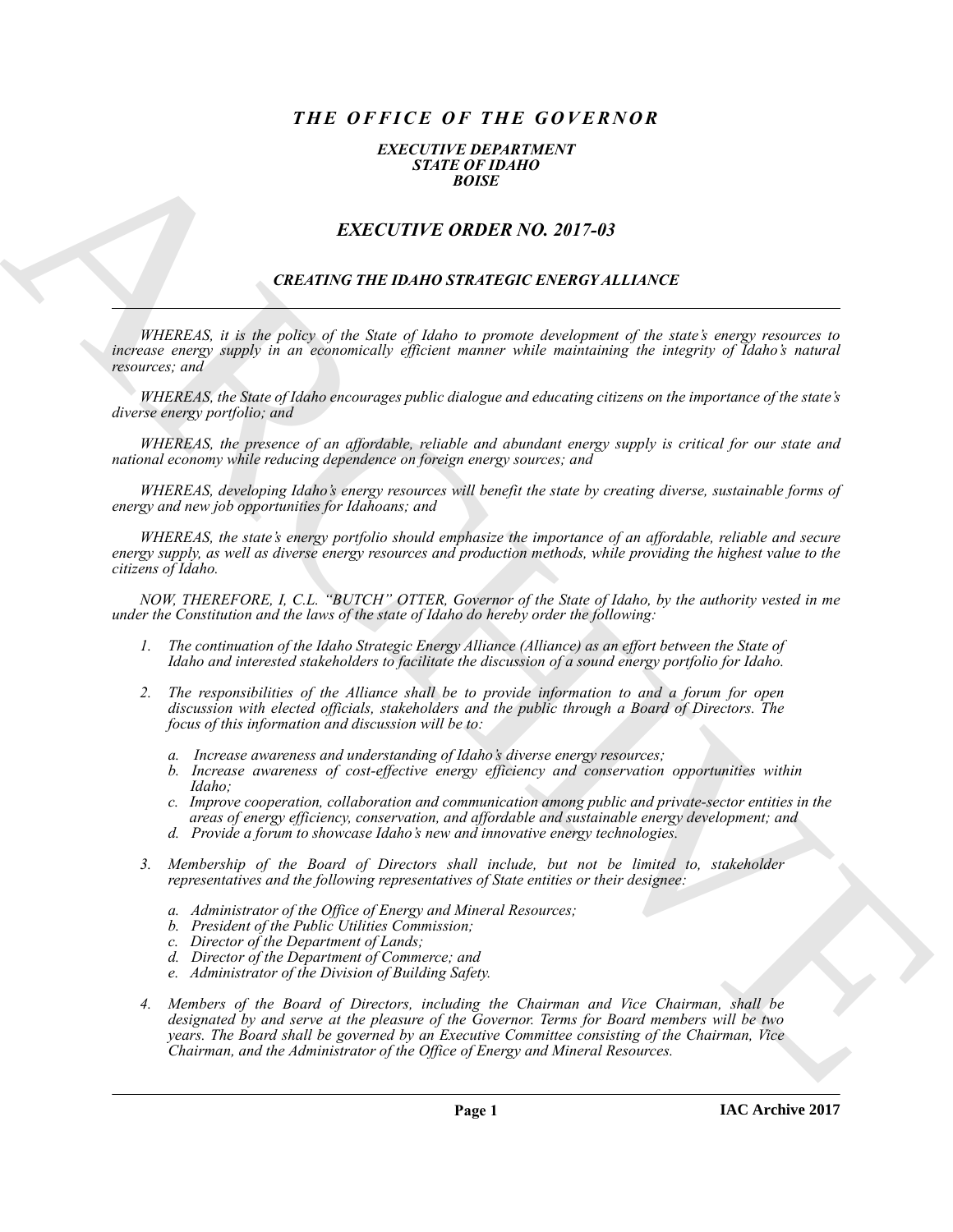# *THE OFFICE OF THE GOVERNOR*

### *EXECUTIVE DEPARTMENT*
### *STATE OF IDAHO*
### *BOISE*

## *EXECUTIVE ORDER NO. 2017-03*

### *CREATING THE IDAHO STRATEGIC ENERGY ALLIANCE*

---

*WHEREAS, it is the policy of the State of Idaho to promote development of the state's energy resources to increase energy supply in an economically efficient manner while maintaining the integrity of Idaho's natural resources; and*

*WHEREAS, the State of Idaho encourages public dialogue and educating citizens on the importance of the state's diverse energy portfolio; and*

*WHEREAS, the presence of an affordable, reliable and abundant energy supply is critical for our state and national economy while reducing dependence on foreign energy sources; and*

*WHEREAS, developing Idaho's energy resources will benefit the state by creating diverse, sustainable forms of energy and new job opportunities for Idahoans; and*

*WHEREAS, the state's energy portfolio should emphasize the importance of an affordable, reliable and secure energy supply, as well as diverse energy resources and production methods, while providing the highest value to the citizens of Idaho.*

*NOW, THEREFORE, I, C.L. "BUTCH" OTTER, Governor of the State of Idaho, by the authority vested in me under the Constitution and the laws of the state of Idaho do hereby order the following:*

1. *The continuation of the Idaho Strategic Energy Alliance (Alliance) as an effort between the State of Idaho and interested stakeholders to facilitate the discussion of a sound energy portfolio for Idaho.*

2. *The responsibilities of the Alliance shall be to provide information to and a forum for open discussion with elected officials, stakeholders and the public through a Board of Directors. The focus of this information and discussion will be to:*

    a. *Increase awareness and understanding of Idaho's diverse energy resources;*
    b. *Increase awareness of cost-effective energy efficiency and conservation opportunities within Idaho;*
    c. *Improve cooperation, collaboration and communication among public and private-sector entities in the areas of energy efficiency, conservation, and affordable and sustainable energy development; and*
    d. *Provide a forum to showcase Idaho's new and innovative energy technologies.*

3. *Membership of the Board of Directors shall include, but not be limited to, stakeholder representatives and the following representatives of State entities or their designee:*

    a. *Administrator of the Office of Energy and Mineral Resources;*
    b. *President of the Public Utilities Commission;*
    c. *Director of the Department of Lands;*
    d. *Director of the Department of Commerce; and*
    e. *Administrator of the Division of Building Safety.*

4. *Members of the Board of Directors, including the Chairman and Vice Chairman, shall be designated by and serve at the pleasure of the Governor. Terms for Board members will be two years. The Board shall be governed by an Executive Committee consisting of the Chairman, Vice Chairman, and the Administrator of the Office of Energy and Mineral Resources.*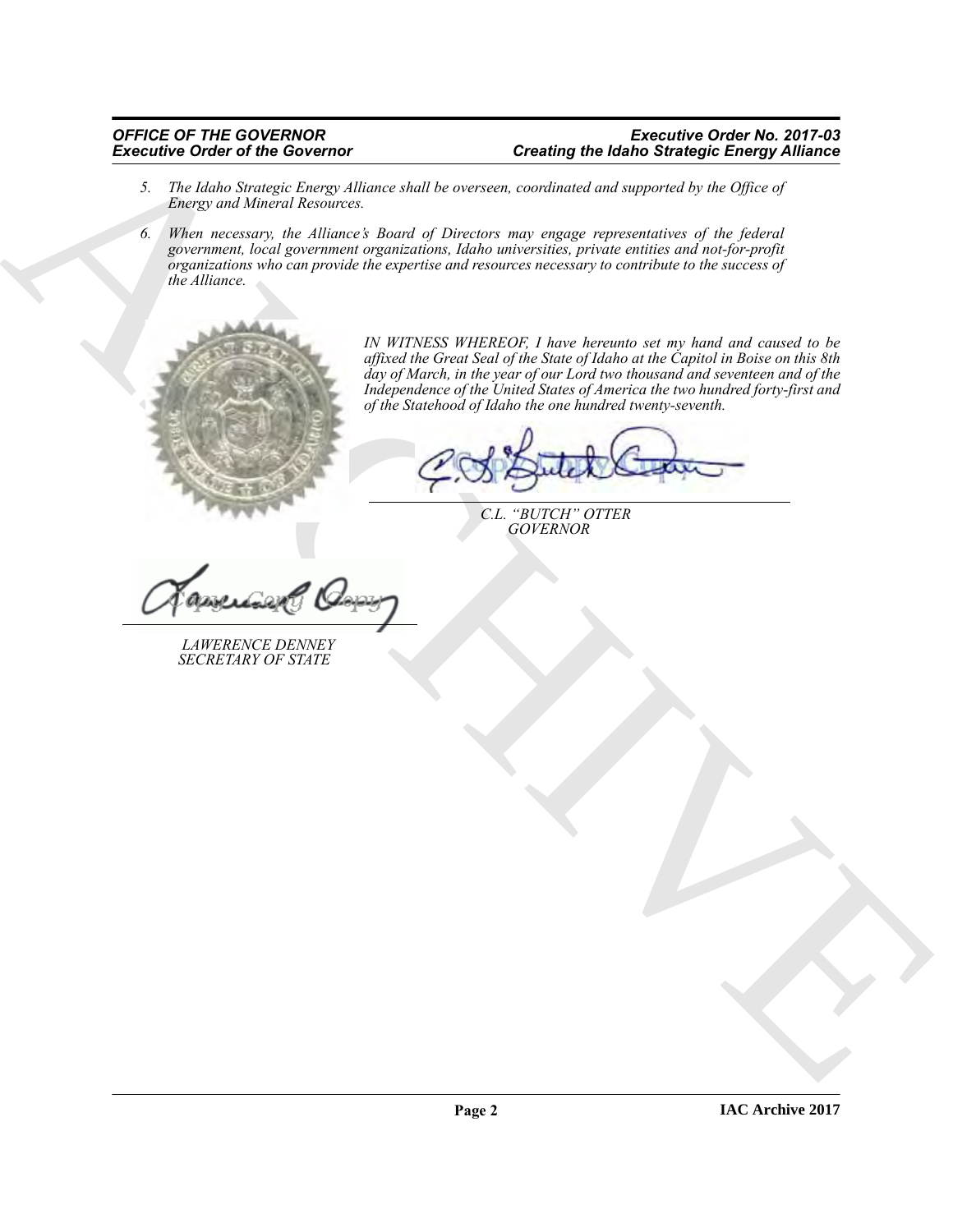5. *The Idaho Strategic Energy Alliance shall be overseen, coordinated and supported by the Office of Energy and Mineral Resources.*

6. *When necessary, the Alliance's Board of Directors may engage representatives of the federal government, local government organizations, Idaho universities, private entities and not-for-profit organizations who can provide the expertise and resources necessary to contribute to the success of the Alliance.*

*IN WITNESS WHEREOF, I have hereunto set my hand and caused to be affixed the Great Seal of the State of Idaho at the Capitol in Boise on this 8th day of March, in the year of our Lord two thousand and seventeen and of the Independence of the United States of America the two hundred forty-first and of the Statehood of Idaho the one hundred twenty-seventh.*

*C.L. "BUTCH" OTTER*
*GOVERNOR*

*LAWERENCE DENNEY*
*SECRETARY OF STATE*